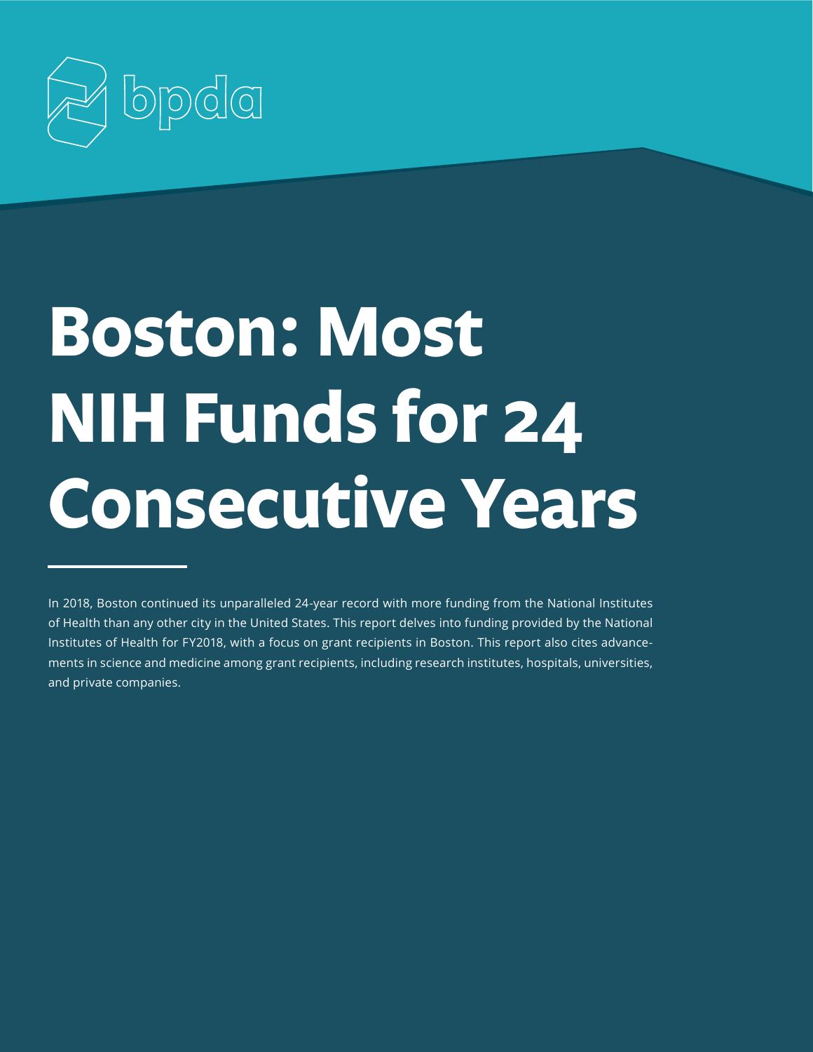bpda

# Boston: Most NIH Funds for 24 Consecutive Years

In 2018, Boston continued its unparalleled 24-year record with more funding from the National Institutes of Health than any other city in the United States. This report delves into funding provided by the National Institutes of Health for FY2018, with a focus on grant recipients in Boston. This report also cites advancements in science and medicine among grant recipients, including research institutes, hospitals, universities, and private companies.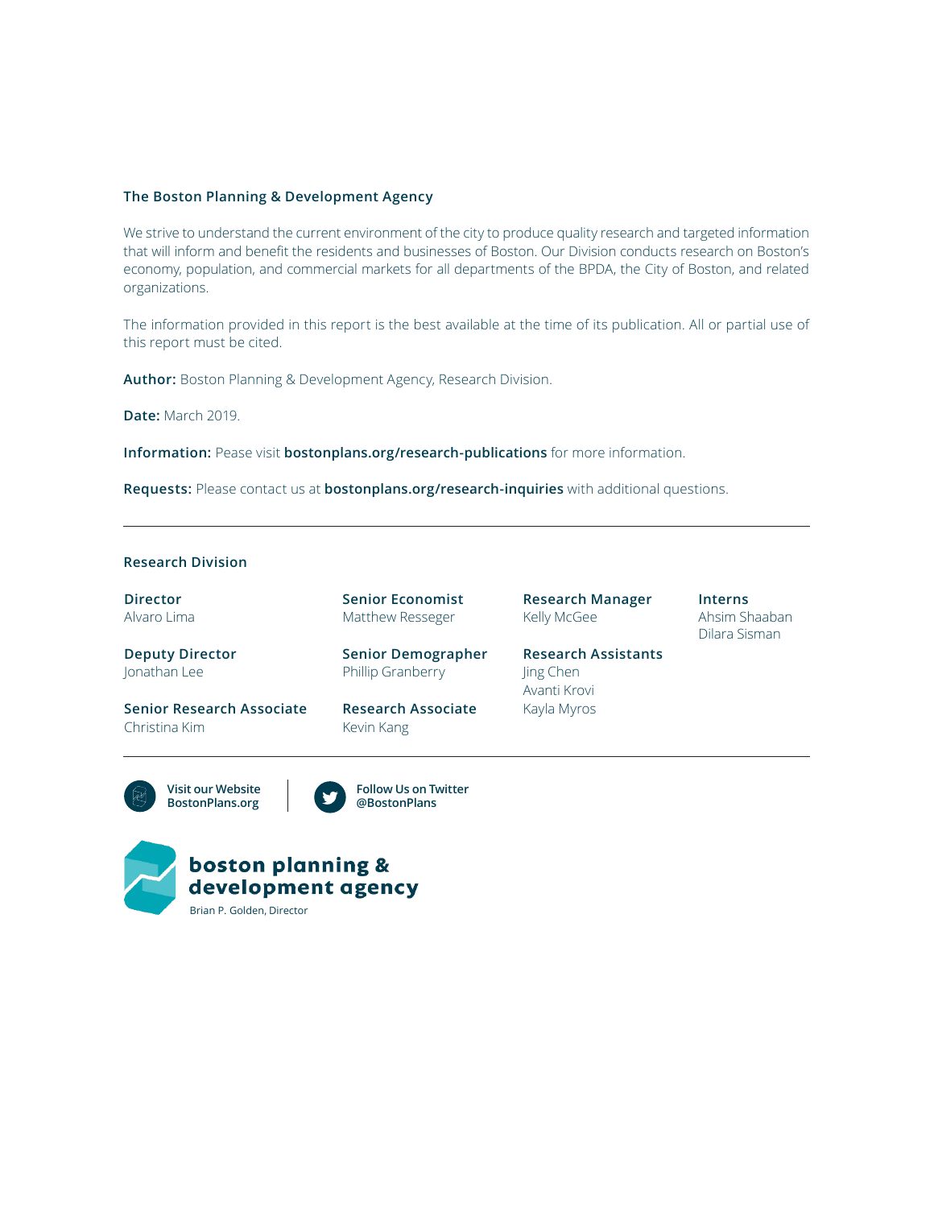### The Boston Planning & Development Agency

We strive to understand the current environment of the city to produce quality research and targeted information that will inform and benefit the residents and businesses of Boston. Our Division conducts research on Boston's economy, population, and commercial markets for all departments of the BPDA, the City of Boston, and related organizations.

The information provided in this report is the best available at the time of its publication. All or partial use of this report must be cited.

**Author:** Boston Planning & Development Agency, Research Division.

**Date:** March 2019.

**Information:** Pease visit **bostonplans.org/research-publications** for more information.

**Requests:** Please contact us at **bostonplans.org/research-inquiries** with additional questions.

---

### Research Division

**Director**
Alvaro Lima

**Deputy Director**
Jonathan Lee

**Senior Research Associate**
Christina Kim

**Senior Economist**
Matthew Resseger

**Senior Demographer**
Phillip Granberry

**Research Associate**
Kevin Kang

**Research Manager**
Kelly McGee

**Research Assistants**
Jing Chen
Avanti Krovi
Kayla Myros

**Interns**
Ahsim Shaaban
Dilara Sisman

---

**Visit our Website**
**BostonPlans.org**

**Follow Us on Twitter**
**@BostonPlans**

**boston planning & development agency**
Brian P. Golden, Director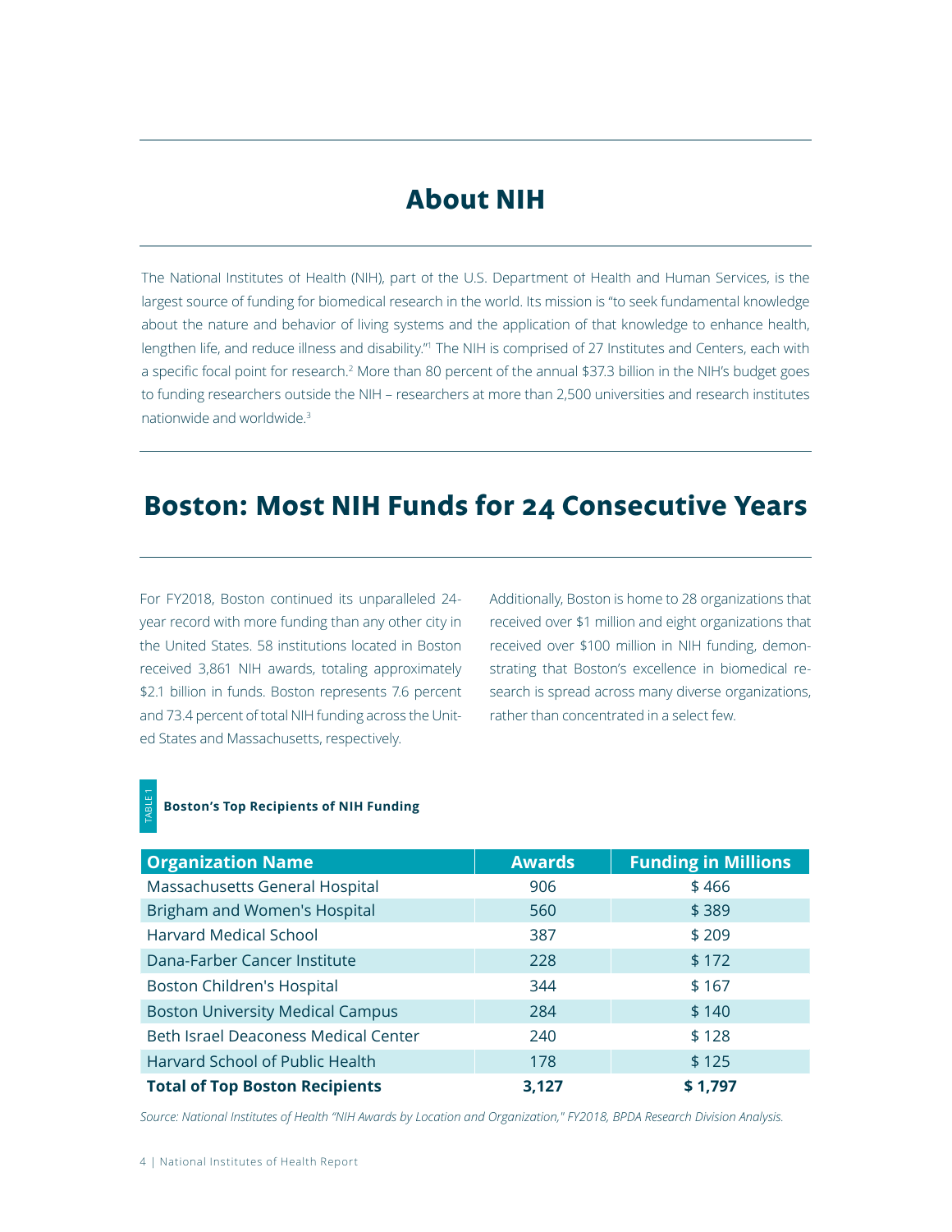## About NIH

The National Institutes of Health (NIH), part of the U.S. Department of Health and Human Services, is the largest source of funding for biomedical research in the world. Its mission is "to seek fundamental knowledge about the nature and behavior of living systems and the application of that knowledge to enhance health, lengthen life, and reduce illness and disability."[1] The NIH is comprised of 27 Institutes and Centers, each with a specific focal point for research.[2] More than 80 percent of the annual $37.3 billion in the NIH's budget goes to funding researchers outside the NIH – researchers at more than 2,500 universities and research institutes nationwide and worldwide.[3]

## Boston: Most NIH Funds for 24 Consecutive Years

For FY2018, Boston continued its unparalleled 24-year record with more funding than any other city in the United States. 58 institutions located in Boston received 3,861 NIH awards, totaling approximately $2.1 billion in funds. Boston represents 7.6 percent and 73.4 percent of total NIH funding across the United States and Massachusetts, respectively.

Additionally, Boston is home to 28 organizations that received over $1 million and eight organizations that received over $100 million in NIH funding, demonstrating that Boston's excellence in biomedical research is spread across many diverse organizations, rather than concentrated in a select few.

TABLE 1 **Boston's Top Recipients of NIH Funding**

| Organization Name | Awards | Funding in Millions |
| --- | --- | --- |
| Massachusetts General Hospital | 906 | $ 466 |
| Brigham and Women's Hospital | 560 | $ 389 |
| Harvard Medical School | 387 | $ 209 |
| Dana-Farber Cancer Institute | 228 | $ 172 |
| Boston Children's Hospital | 344 | $ 167 |
| Boston University Medical Campus | 284 | $ 140 |
| Beth Israel Deaconess Medical Center | 240 | $ 128 |
| Harvard School of Public Health | 178 | $ 125 |
| **Total of Top Boston Recipients** | **3,127** | **$ 1,797** |

*Source: National Institutes of Health "NIH Awards by Location and Organization," FY2018, BPDA Research Division Analysis.*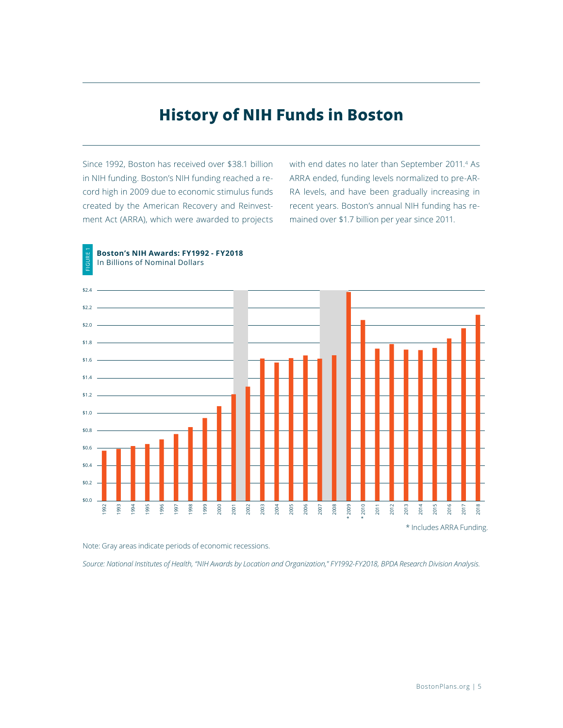# History of NIH Funds in Boston

Since 1992, Boston has received over $38.1 billion in NIH funding. Boston's NIH funding reached a record high in 2009 due to economic stimulus funds created by the American Recovery and Reinvestment Act (ARRA), which were awarded to projects with end dates no later than September 2011.[4] As ARRA ended, funding levels normalized to pre-ARRA levels, and have been gradually increasing in recent years. Boston's annual NIH funding has remained over $1.7 billion per year since 2011.

FIGURE 1

**Boston's NIH Awards: FY1992 - FY2018**
In Billions of Nominal Dollars

$2.4
$2.2
$2.0
$1.8
$1.6
$1.4
$1.2
$1.0
$0.8
$0.6
$0.4
$0.2
$0.0

1992 1993 1994 1995 1996 1997 1998 1999 2000 2001 2002 2003 2004 2005 2006 2007 2008 * 2009 * 2010 2011 2012 2013 2014 2015 2016 2017 2018

\* Includes ARRA Funding.

Note: Gray areas indicate periods of economic recessions.

*Source: National Institutes of Health, "NIH Awards by Location and Organization," FY1992-FY2018, BPDA Research Division Analysis.*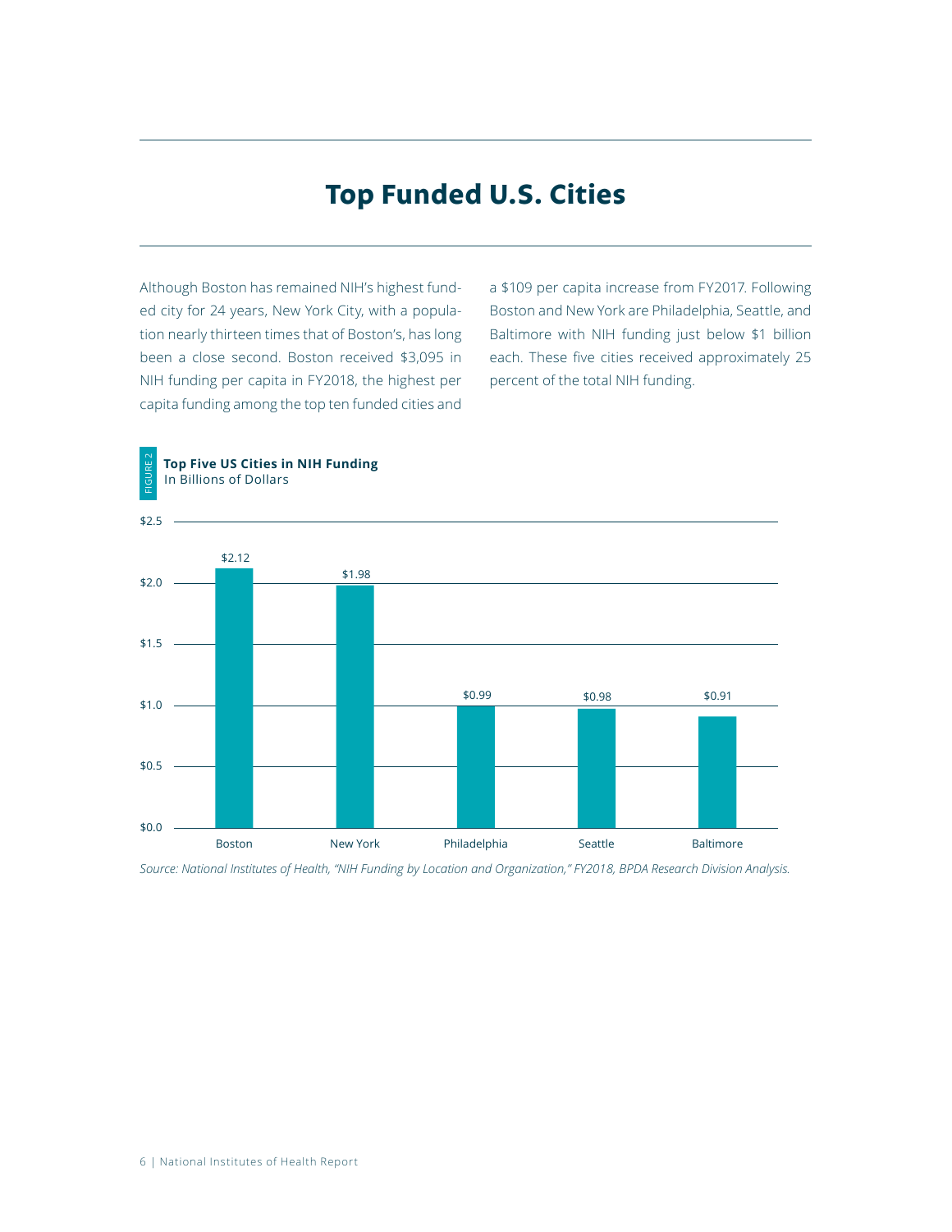# Top Funded U.S. Cities

Although Boston has remained NIH's highest funded city for 24 years, New York City, with a population nearly thirteen times that of Boston's, has long been a close second. Boston received $3,095 in NIH funding per capita in FY2018, the highest per capita funding among the top ten funded cities and a $109 per capita increase from FY2017. Following Boston and New York are Philadelphia, Seattle, and Baltimore with NIH funding just below $1 billion each. These five cities received approximately 25 percent of the total NIH funding.

FIGURE 2

**Top Five US Cities in NIH Funding**
In Billions of Dollars

$2.5
$2.0
$1.5
$1.0
$0.5
$0.0

$2.12
$1.98
$0.99
$0.98
$0.91

Boston
New York
Philadelphia
Seattle
Baltimore

*Source: National Institutes of Health, "NIH Funding by Location and Organization," FY2018, BPDA Research Division Analysis.*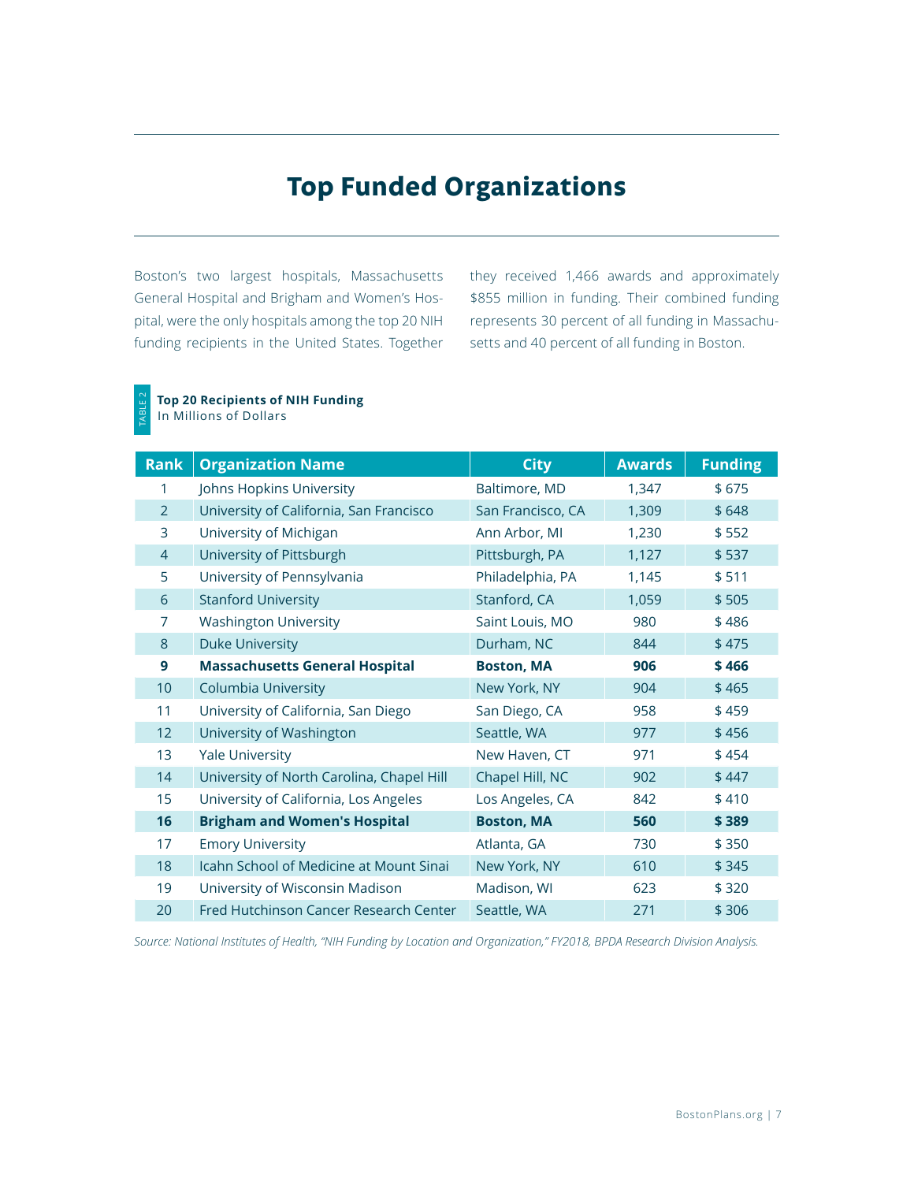# Top Funded Organizations

Boston's two largest hospitals, Massachusetts General Hospital and Brigham and Women's Hospital, were the only hospitals among the top 20 NIH funding recipients in the United States. Together they received 1,466 awards and approximately $855 million in funding. Their combined funding represents 30 percent of all funding in Massachusetts and 40 percent of all funding in Boston.

TABLE 2

**Top 20 Recipients of NIH Funding**
In Millions of Dollars

| Rank | Organization Name | City | Awards | Funding |
|---|---|---|---|---|
| 1 | Johns Hopkins University | Baltimore, MD | 1,347 | $ 675 |
| 2 | University of California, San Francisco | San Francisco, CA | 1,309 | $ 648 |
| 3 | University of Michigan | Ann Arbor, MI | 1,230 | $ 552 |
| 4 | University of Pittsburgh | Pittsburgh, PA | 1,127 | $ 537 |
| 5 | University of Pennsylvania | Philadelphia, PA | 1,145 | $ 511 |
| 6 | Stanford University | Stanford, CA | 1,059 | $ 505 |
| 7 | Washington University | Saint Louis, MO | 980 | $ 486 |
| 8 | Duke University | Durham, NC | 844 | $ 475 |
| **9** | **Massachusetts General Hospital** | **Boston, MA** | **906** | **$ 466** |
| 10 | Columbia University | New York, NY | 904 | $ 465 |
| 11 | University of California, San Diego | San Diego, CA | 958 | $ 459 |
| 12 | University of Washington | Seattle, WA | 977 | $ 456 |
| 13 | Yale University | New Haven, CT | 971 | $ 454 |
| 14 | University of North Carolina, Chapel Hill | Chapel Hill, NC | 902 | $ 447 |
| 15 | University of California, Los Angeles | Los Angeles, CA | 842 | $ 410 |
| **16** | **Brigham and Women's Hospital** | **Boston, MA** | **560** | **$ 389** |
| 17 | Emory University | Atlanta, GA | 730 | $ 350 |
| 18 | Icahn School of Medicine at Mount Sinai | New York, NY | 610 | $ 345 |
| 19 | University of Wisconsin Madison | Madison, WI | 623 | $ 320 |
| 20 | Fred Hutchinson Cancer Research Center | Seattle, WA | 271 | $ 306 |

*Source: National Institutes of Health, "NIH Funding by Location and Organization," FY2018, BPDA Research Division Analysis.*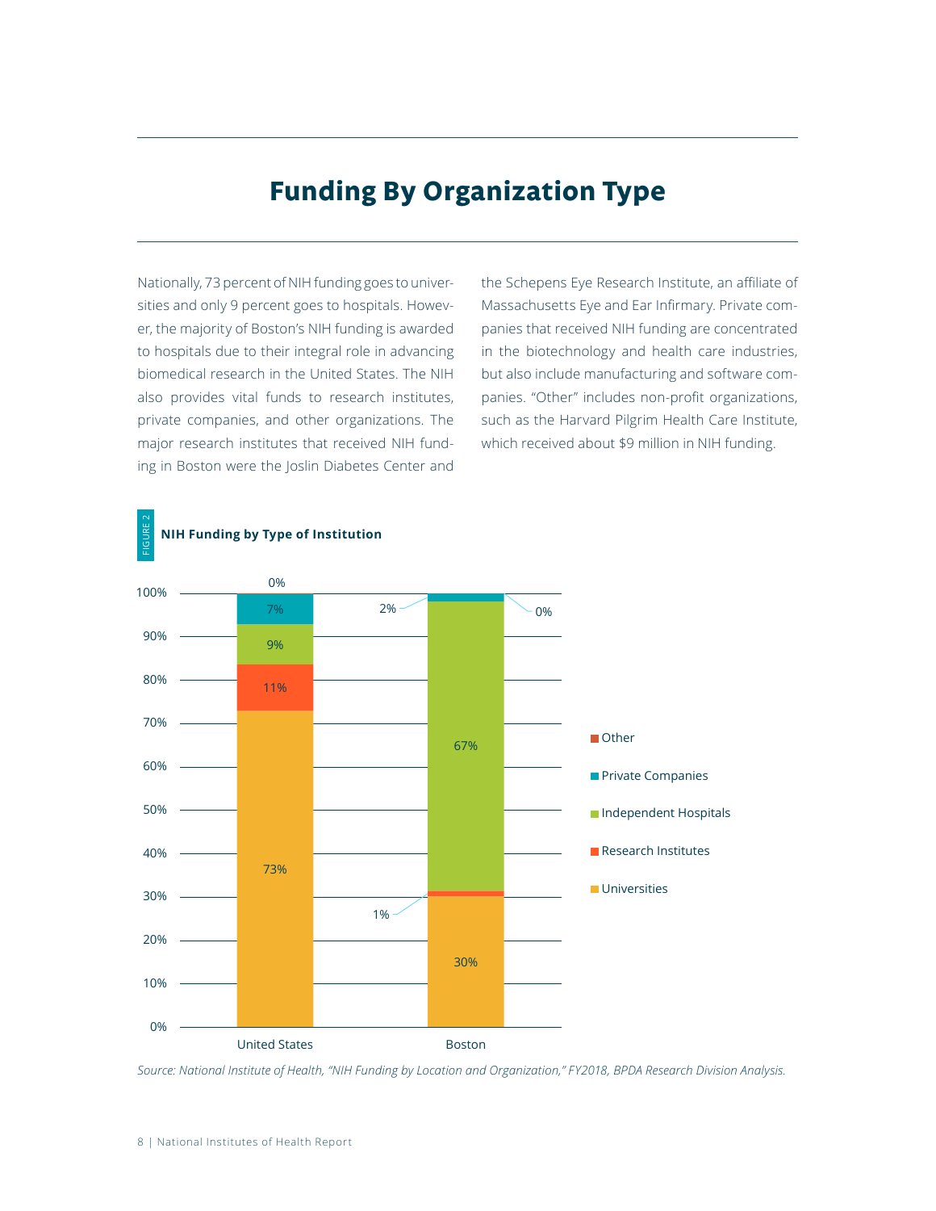# Funding By Organization Type

Nationally, 73 percent of NIH funding goes to universities and only 9 percent goes to hospitals. However, the majority of Boston's NIH funding is awarded to hospitals due to their integral role in advancing biomedical research in the United States. The NIH also provides vital funds to research institutes, private companies, and other organizations. The major research institutes that received NIH funding in Boston were the Joslin Diabetes Center and the Schepens Eye Research Institute, an affiliate of Massachusetts Eye and Ear Infirmary. Private companies that received NIH funding are concentrated in the biotechnology and health care industries, but also include manufacturing and software companies. "Other" includes non-profit organizations, such as the Harvard Pilgrim Health Care Institute, which received about $9 million in NIH funding.

FIGURE 2

**NIH Funding by Type of Institution**

| Type of Institution | United States | Boston |
|---|---|---|
| Other | 0% | 0% |
| Private Companies | 7% | 2% |
| Independent Hospitals | 9% | 67% |
| Research Institutes | 11% | 1% |
| Universities | 73% | 30% |

*Source: National Institute of Health, "NIH Funding by Location and Organization," FY2018, BPDA Research Division Analysis.*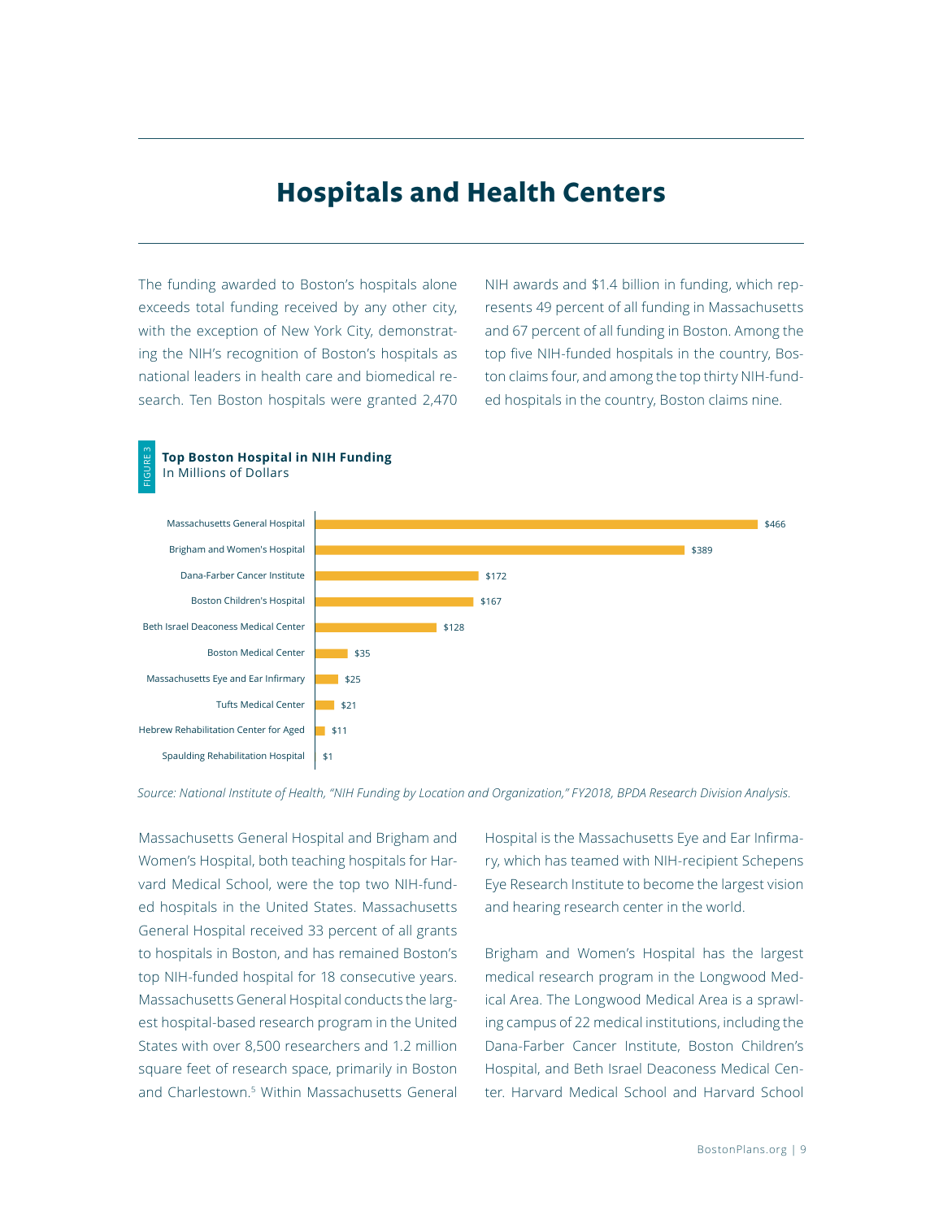# Hospitals and Health Centers

The funding awarded to Boston's hospitals alone exceeds total funding received by any other city, with the exception of New York City, demonstrating the NIH's recognition of Boston's hospitals as national leaders in health care and biomedical research. Ten Boston hospitals were granted 2,470 NIH awards and $1.4 billion in funding, which represents 49 percent of all funding in Massachusetts and 67 percent of all funding in Boston. Among the top five NIH-funded hospitals in the country, Boston claims four, and among the top thirty NIH-funded hospitals in the country, Boston claims nine.

FIGURE 3

**Top Boston Hospital in NIH Funding**
In Millions of Dollars

| Hospital | Funding |
| --- | --- |
| Massachusetts General Hospital | $466 |
| Brigham and Women's Hospital | $389 |
| Dana-Farber Cancer Institute | $172 |
| Boston Children's Hospital | $167 |
| Beth Israel Deaconess Medical Center | $128 |
| Boston Medical Center | $35 |
| Massachusetts Eye and Ear Infirmary | $25 |
| Tufts Medical Center | $21 |
| Hebrew Rehabilitation Center for Aged | $11 |
| Spaulding Rehabilitation Hospital | $1 |

*Source: National Institute of Health, "NIH Funding by Location and Organization," FY2018, BPDA Research Division Analysis.*

Massachusetts General Hospital and Brigham and Women's Hospital, both teaching hospitals for Harvard Medical School, were the top two NIH-funded hospitals in the United States. Massachusetts General Hospital received 33 percent of all grants to hospitals in Boston, and has remained Boston's top NIH-funded hospital for 18 consecutive years. Massachusetts General Hospital conducts the largest hospital-based research program in the United States with over 8,500 researchers and 1.2 million square feet of research space, primarily in Boston and Charlestown.[5] Within Massachusetts General Hospital is the Massachusetts Eye and Ear Infirmary, which has teamed with NIH-recipient Schepens Eye Research Institute to become the largest vision and hearing research center in the world.

Brigham and Women's Hospital has the largest medical research program in the Longwood Medical Area. The Longwood Medical Area is a sprawling campus of 22 medical institutions, including the Dana-Farber Cancer Institute, Boston Children's Hospital, and Beth Israel Deaconess Medical Center. Harvard Medical School and Harvard School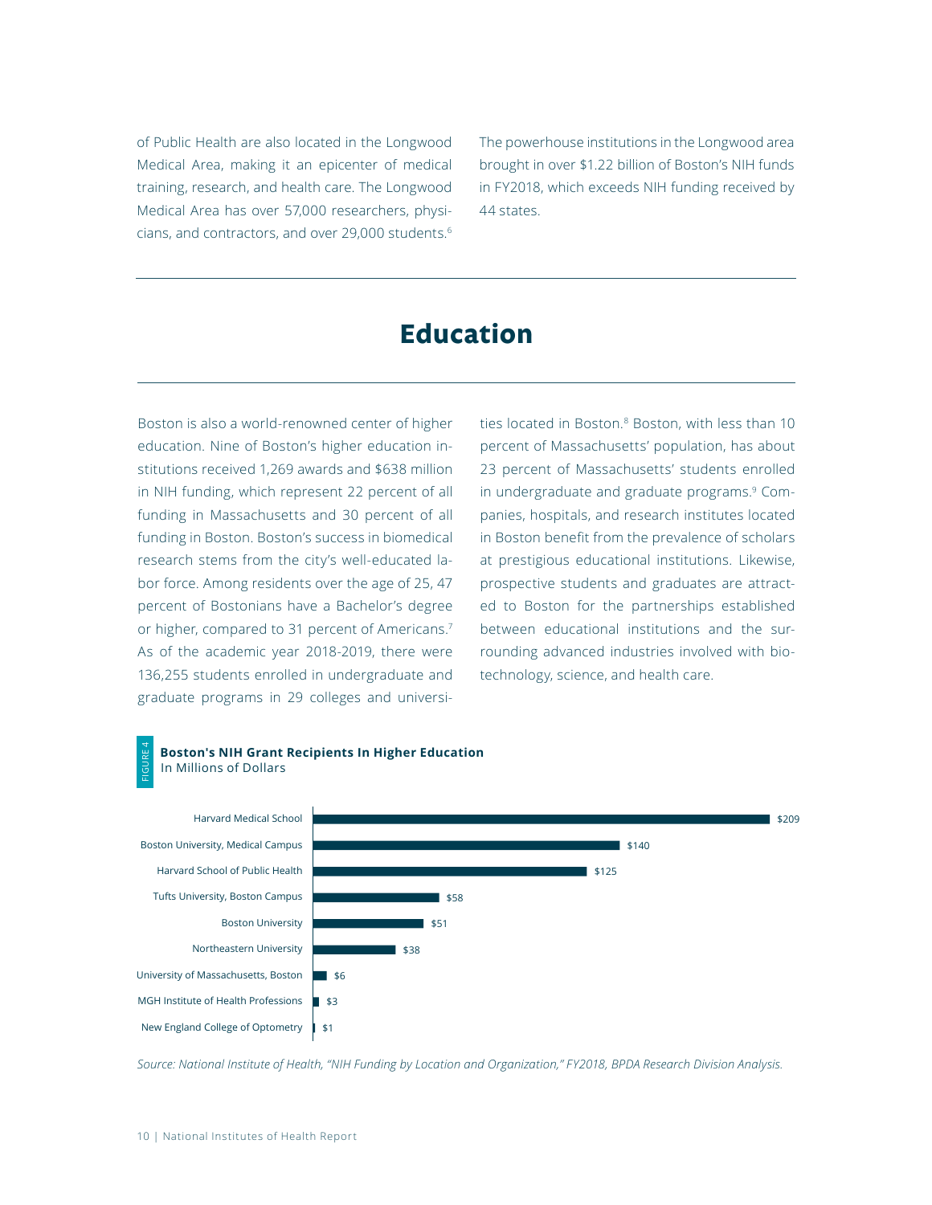of Public Health are also located in the Longwood Medical Area, making it an epicenter of medical training, research, and health care. The Longwood Medical Area has over 57,000 researchers, physicians, and contractors, and over 29,000 students.[6]

The powerhouse institutions in the Longwood area brought in over $1.22 billion of Boston's NIH funds in FY2018, which exceeds NIH funding received by 44 states.

## Education

Boston is also a world-renowned center of higher education. Nine of Boston's higher education institutions received 1,269 awards and $638 million in NIH funding, which represent 22 percent of all funding in Massachusetts and 30 percent of all funding in Boston. Boston's success in biomedical research stems from the city's well-educated labor force. Among residents over the age of 25, 47 percent of Bostonians have a Bachelor's degree or higher, compared to 31 percent of Americans.[7] As of the academic year 2018-2019, there were 136,255 students enrolled in undergraduate and graduate programs in 29 colleges and universities located in Boston.[8] Boston, with less than 10 percent of Massachusetts' population, has about 23 percent of Massachusetts' students enrolled in undergraduate and graduate programs.[9] Companies, hospitals, and research institutes located in Boston benefit from the prevalence of scholars at prestigious educational institutions. Likewise, prospective students and graduates are attracted to Boston for the partnerships established between educational institutions and the surrounding advanced industries involved with biotechnology, science, and health care.

FIGURE 4

**Boston's NIH Grant Recipients In Higher Education**
In Millions of Dollars

Harvard Medical School $209
Boston University, Medical Campus $140
Harvard School of Public Health $125
Tufts University, Boston Campus $58
Boston University $51
Northeastern University $38
University of Massachusetts, Boston $6
MGH Institute of Health Professions $3
New England College of Optometry $1

*Source: National Institute of Health, "NIH Funding by Location and Organization," FY2018, BPDA Research Division Analysis.*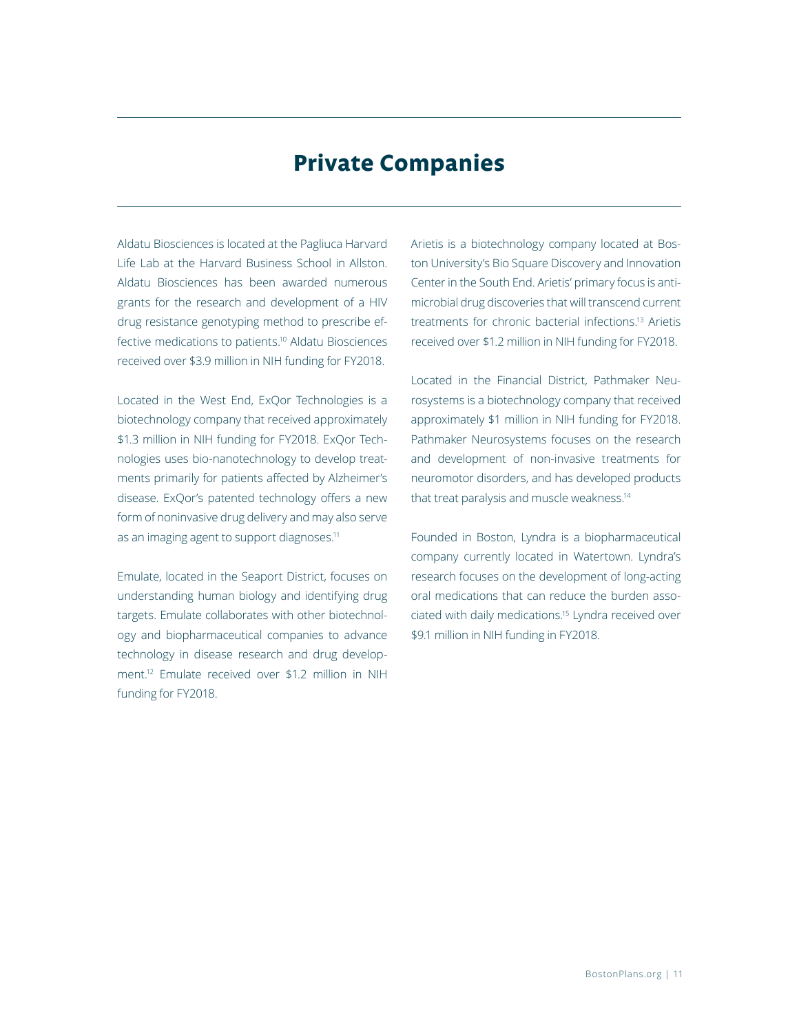# Private Companies

Aldatu Biosciences is located at the Pagliuca Harvard Life Lab at the Harvard Business School in Allston. Aldatu Biosciences has been awarded numerous grants for the research and development of a HIV drug resistance genotyping method to prescribe effective medications to patients.[10] Aldatu Biosciences received over $3.9 million in NIH funding for FY2018.

Located in the West End, ExQor Technologies is a biotechnology company that received approximately $1.3 million in NIH funding for FY2018. ExQor Technologies uses bio-nanotechnology to develop treatments primarily for patients affected by Alzheimer's disease. ExQor's patented technology offers a new form of noninvasive drug delivery and may also serve as an imaging agent to support diagnoses.[11]

Emulate, located in the Seaport District, focuses on understanding human biology and identifying drug targets. Emulate collaborates with other biotechnology and biopharmaceutical companies to advance technology in disease research and drug development.[12] Emulate received over $1.2 million in NIH funding for FY2018.

Arietis is a biotechnology company located at Boston University's Bio Square Discovery and Innovation Center in the South End. Arietis' primary focus is antimicrobial drug discoveries that will transcend current treatments for chronic bacterial infections.[13] Arietis received over $1.2 million in NIH funding for FY2018.

Located in the Financial District, Pathmaker Neurosystems is a biotechnology company that received approximately $1 million in NIH funding for FY2018. Pathmaker Neurosystems focuses on the research and development of non-invasive treatments for neuromotor disorders, and has developed products that treat paralysis and muscle weakness.[14]

Founded in Boston, Lyndra is a biopharmaceutical company currently located in Watertown. Lyndra's research focuses on the development of long-acting oral medications that can reduce the burden associated with daily medications.[15] Lyndra received over $9.1 million in NIH funding in FY2018.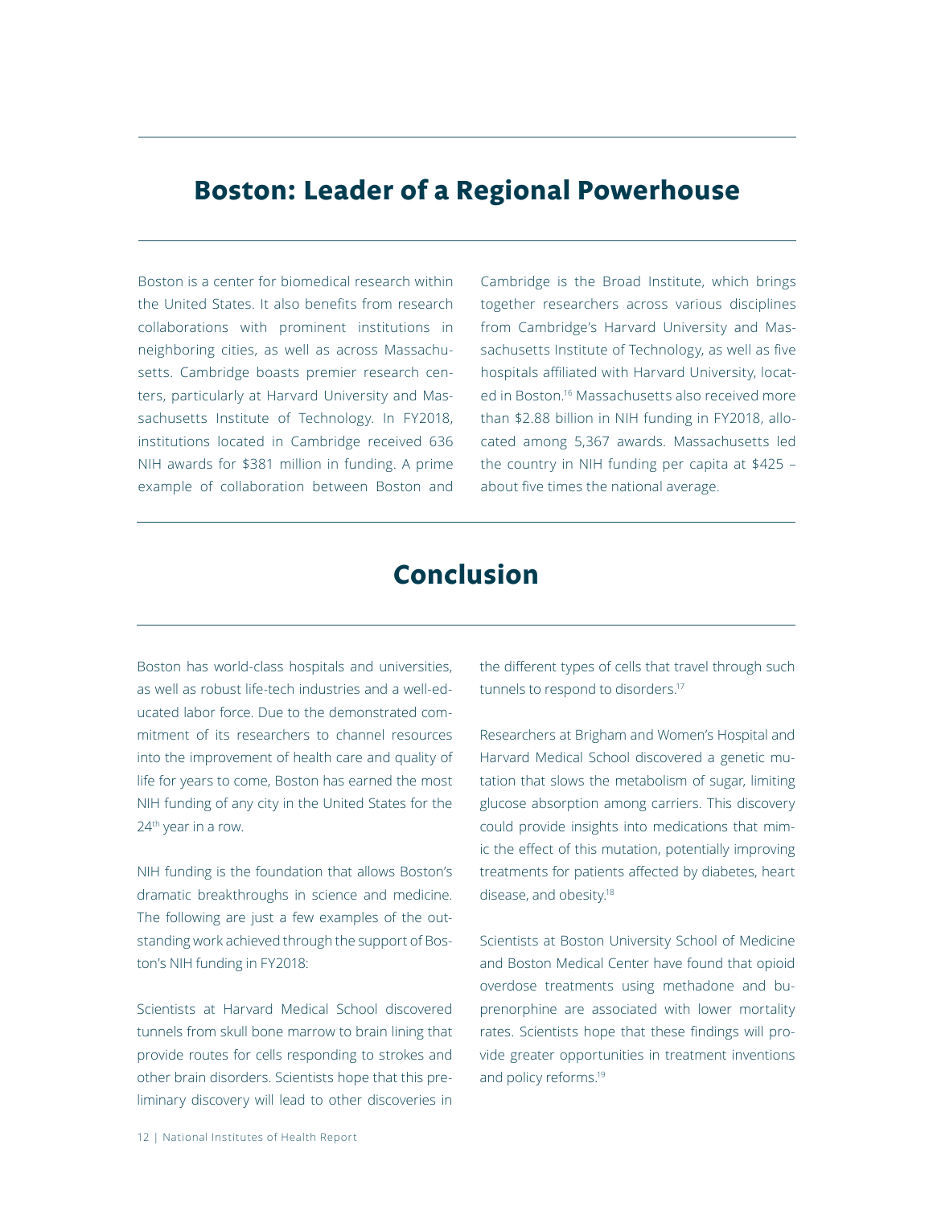## Boston: Leader of a Regional Powerhouse

Boston is a center for biomedical research within the United States. It also benefits from research collaborations with prominent institutions in neighboring cities, as well as across Massachusetts. Cambridge boasts premier research centers, particularly at Harvard University and Massachusetts Institute of Technology. In FY2018, institutions located in Cambridge received 636 NIH awards for $381 million in funding. A prime example of collaboration between Boston and Cambridge is the Broad Institute, which brings together researchers across various disciplines from Cambridge's Harvard University and Massachusetts Institute of Technology, as well as five hospitals affiliated with Harvard University, located in Boston.[16] Massachusetts also received more than $2.88 billion in NIH funding in FY2018, allocated among 5,367 awards. Massachusetts led the country in NIH funding per capita at $425 – about five times the national average.

## Conclusion

Boston has world-class hospitals and universities, as well as robust life-tech industries and a well-educated labor force. Due to the demonstrated commitment of its researchers to channel resources into the improvement of health care and quality of life for years to come, Boston has earned the most NIH funding of any city in the United States for the 24th year in a row.

NIH funding is the foundation that allows Boston's dramatic breakthroughs in science and medicine. The following are just a few examples of the outstanding work achieved through the support of Boston's NIH funding in FY2018:

Scientists at Harvard Medical School discovered tunnels from skull bone marrow to brain lining that provide routes for cells responding to strokes and other brain disorders. Scientists hope that this preliminary discovery will lead to other discoveries in the different types of cells that travel through such tunnels to respond to disorders.[17]

Researchers at Brigham and Women's Hospital and Harvard Medical School discovered a genetic mutation that slows the metabolism of sugar, limiting glucose absorption among carriers. This discovery could provide insights into medications that mimic the effect of this mutation, potentially improving treatments for patients affected by diabetes, heart disease, and obesity.[18]

Scientists at Boston University School of Medicine and Boston Medical Center have found that opioid overdose treatments using methadone and buprenorphine are associated with lower mortality rates. Scientists hope that these findings will provide greater opportunities in treatment inventions and policy reforms.[19]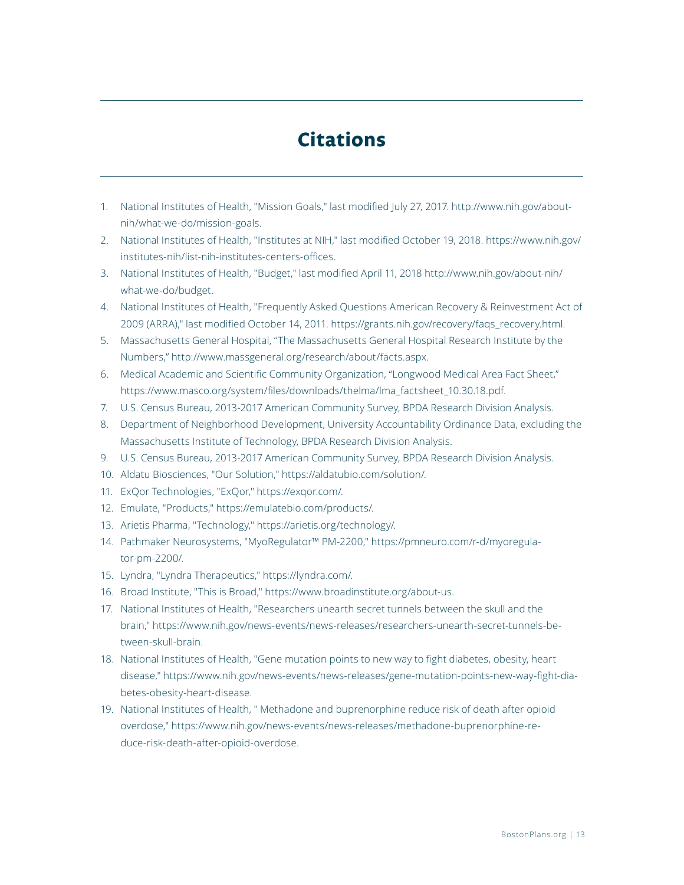# Citations

1. National Institutes of Health, "Mission Goals," last modified July 27, 2017. http://www.nih.gov/about-nih/what-we-do/mission-goals.
2. National Institutes of Health, "Institutes at NIH," last modified October 19, 2018. https://www.nih.gov/institutes-nih/list-nih-institutes-centers-offices.
3. National Institutes of Health, "Budget," last modified April 11, 2018 http://www.nih.gov/about-nih/what-we-do/budget.
4. National Institutes of Health, "Frequently Asked Questions American Recovery & Reinvestment Act of 2009 (ARRA)," last modified October 14, 2011. https://grants.nih.gov/recovery/faqs_recovery.html.
5. Massachusetts General Hospital, "The Massachusetts General Hospital Research Institute by the Numbers," http://www.massgeneral.org/research/about/facts.aspx.
6. Medical Academic and Scientific Community Organization, "Longwood Medical Area Fact Sheet," https://www.masco.org/system/files/downloads/thelma/lma_factsheet_10.30.18.pdf.
7. U.S. Census Bureau, 2013-2017 American Community Survey, BPDA Research Division Analysis.
8. Department of Neighborhood Development, University Accountability Ordinance Data, excluding the Massachusetts Institute of Technology, BPDA Research Division Analysis.
9. U.S. Census Bureau, 2013-2017 American Community Survey, BPDA Research Division Analysis.
10. Aldatu Biosciences, "Our Solution," https://aldatubio.com/solution/.
11. ExQor Technologies, "ExQor," https://exqor.com/.
12. Emulate, "Products," https://emulatebio.com/products/.
13. Arietis Pharma, "Technology," https://arietis.org/technology/.
14. Pathmaker Neurosystems, "MyoRegulator™ PM-2200," https://pmneuro.com/r-d/myoregulator-pm-2200/.
15. Lyndra, "Lyndra Therapeutics," https://lyndra.com/.
16. Broad Institute, "This is Broad," https://www.broadinstitute.org/about-us.
17. National Institutes of Health, "Researchers unearth secret tunnels between the skull and the brain," https://www.nih.gov/news-events/news-releases/researchers-unearth-secret-tunnels-between-skull-brain.
18. National Institutes of Health, "Gene mutation points to new way to fight diabetes, obesity, heart disease," https://www.nih.gov/news-events/news-releases/gene-mutation-points-new-way-fight-diabetes-obesity-heart-disease.
19. National Institutes of Health, " Methadone and buprenorphine reduce risk of death after opioid overdose," https://www.nih.gov/news-events/news-releases/methadone-buprenorphine-reduce-risk-death-after-opioid-overdose.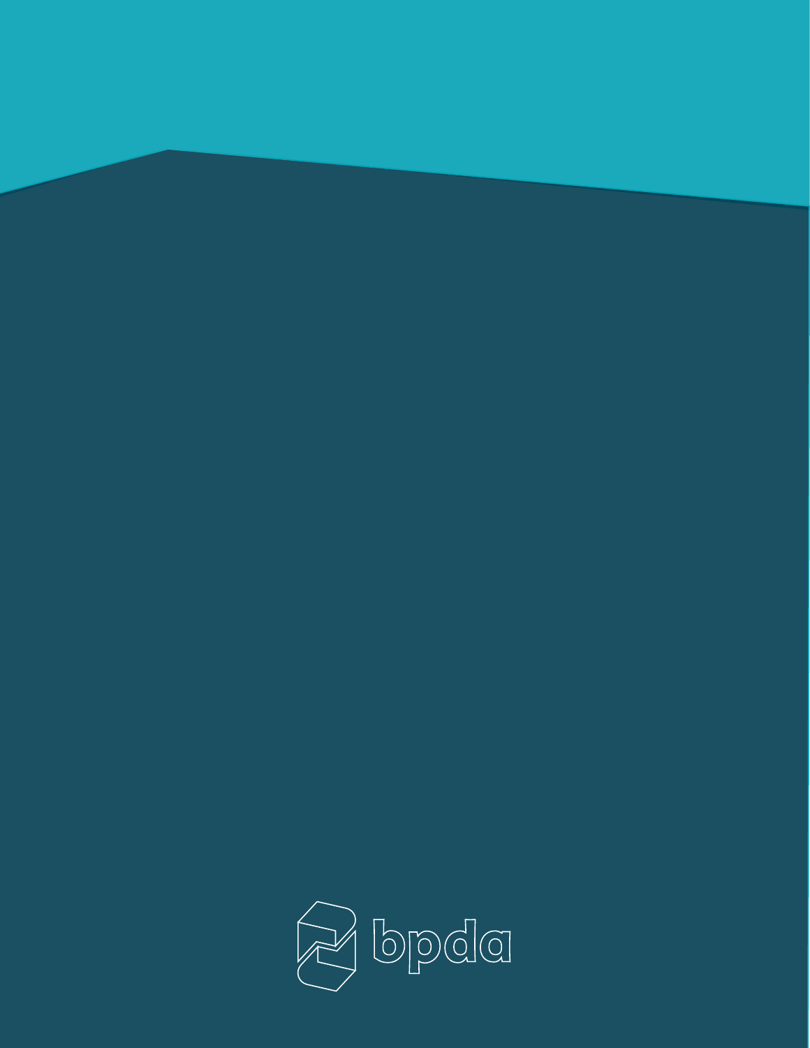bpda